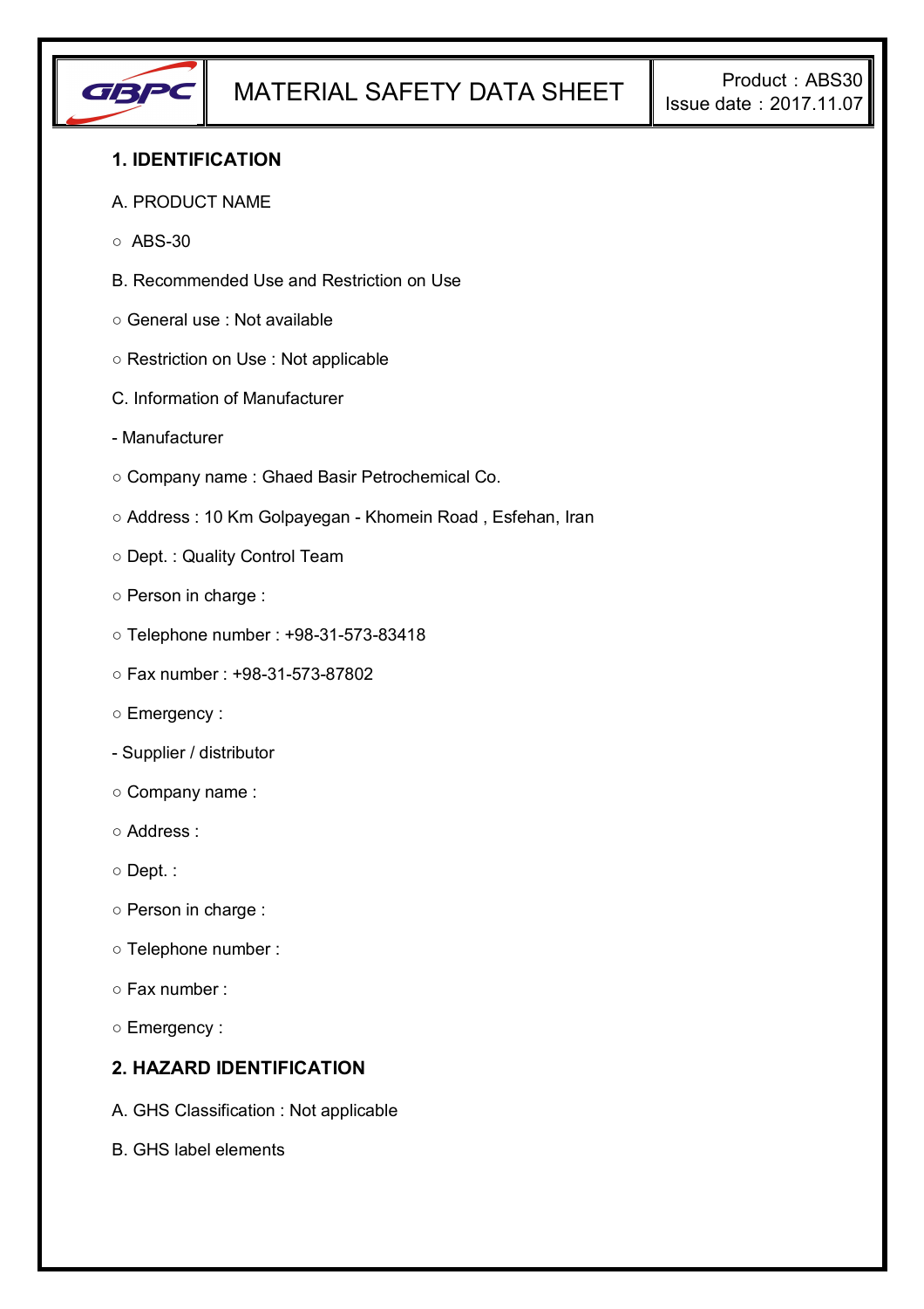| GBPC | MATERIAL SAFETY DATA SHEET | Product：ABS30<br>Issue date：2017.11.07 |
| --- | --- | --- |

## 1. IDENTIFICATION

A. PRODUCT NAME

○ ABS-30

B. Recommended Use and Restriction on Use

○ General use : Not available

○ Restriction on Use : Not applicable

C. Information of Manufacturer

- Manufacturer

○ Company name : Ghaed Basir Petrochemical Co.

○ Address : 10 Km Golpayegan - Khomein Road , Esfehan, Iran

○ Dept. : Quality Control Team

○ Person in charge :

○ Telephone number : +98-31-573-83418

○ Fax number : +98-31-573-87802

○ Emergency :

- Supplier / distributor

○ Company name :

○ Address :

○ Dept. :

○ Person in charge :

○ Telephone number :

○ Fax number :

○ Emergency :

## 2. HAZARD IDENTIFICATION

A. GHS Classification : Not applicable

B. GHS label elements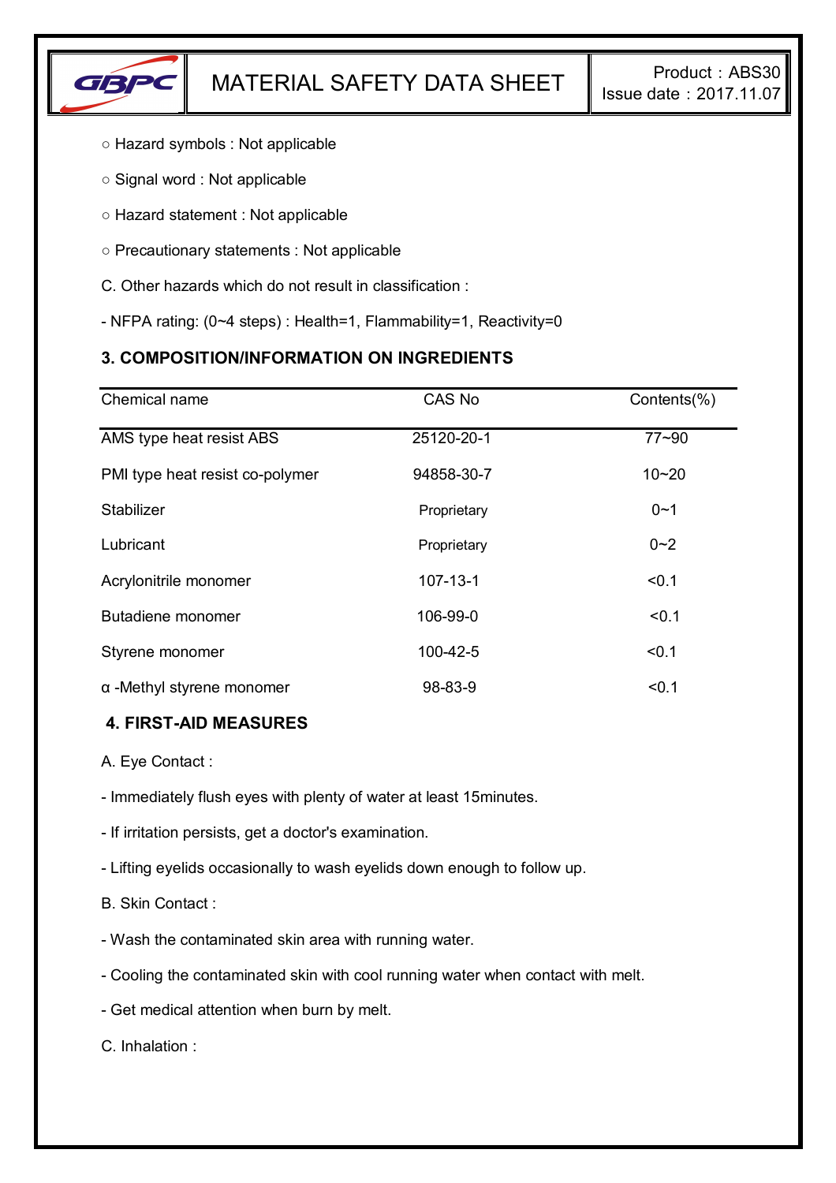○ Hazard symbols : Not applicable

○ Signal word : Not applicable

○ Hazard statement : Not applicable

○ Precautionary statements : Not applicable

C. Other hazards which do not result in classification :

- NFPA rating: (0~4 steps) : Health=1, Flammability=1, Reactivity=0

### 3. COMPOSITION/INFORMATION ON INGREDIENTS

| Chemical name | CAS No | Contents(%) |
|---|---|---|
| AMS type heat resist ABS | 25120-20-1 | 77~90 |
| PMI type heat resist co-polymer | 94858-30-7 | 10~20 |
| Stabilizer | Proprietary | 0~1 |
| Lubricant | Proprietary | 0~2 |
| Acrylonitrile monomer | 107-13-1 | <0.1 |
| Butadiene monomer | 106-99-0 | <0.1 |
| Styrene monomer | 100-42-5 | <0.1 |
| α -Methyl styrene monomer | 98-83-9 | <0.1 |

### 4. FIRST-AID MEASURES

A. Eye Contact :

- Immediately flush eyes with plenty of water at least 15minutes.
- If irritation persists, get a doctor's examination.
- Lifting eyelids occasionally to wash eyelids down enough to follow up.

B. Skin Contact :

- Wash the contaminated skin area with running water.
- Cooling the contaminated skin with cool running water when contact with melt.
- Get medical attention when burn by melt.

C. Inhalation :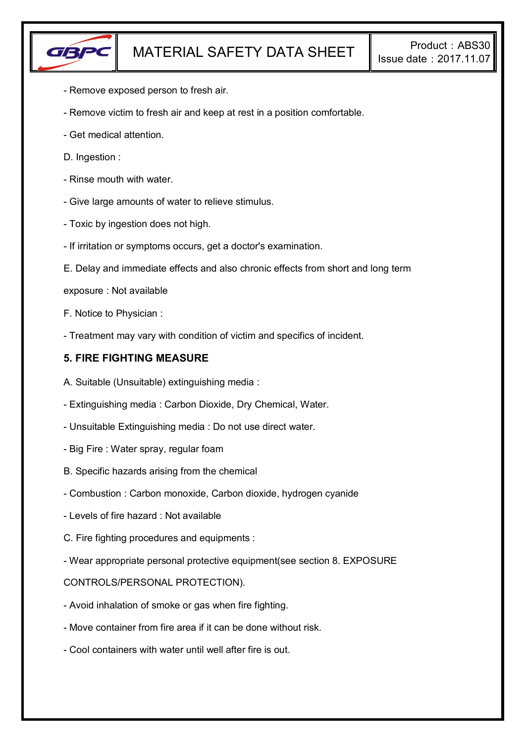- Remove exposed person to fresh air.

- Remove victim to fresh air and keep at rest in a position comfortable.

- Get medical attention.

D. Ingestion :

- Rinse mouth with water.

- Give large amounts of water to relieve stimulus.

- Toxic by ingestion does not high.

- If irritation or symptoms occurs, get a doctor's examination.

E. Delay and immediate effects and also chronic effects from short and long term exposure : Not available

F. Notice to Physician :

- Treatment may vary with condition of victim and specifics of incident.

## 5. FIRE FIGHTING MEASURE

A. Suitable (Unsuitable) extinguishing media :

- Extinguishing media : Carbon Dioxide, Dry Chemical, Water.

- Unsuitable Extinguishing media : Do not use direct water.

- Big Fire : Water spray, regular foam

B. Specific hazards arising from the chemical

- Combustion : Carbon monoxide, Carbon dioxide, hydrogen cyanide

- Levels of fire hazard : Not available

C. Fire fighting procedures and equipments :

- Wear appropriate personal protective equipment(see section 8. EXPOSURE CONTROLS/PERSONAL PROTECTION).

- Avoid inhalation of smoke or gas when fire fighting.

- Move container from fire area if it can be done without risk.

- Cool containers with water until well after fire is out.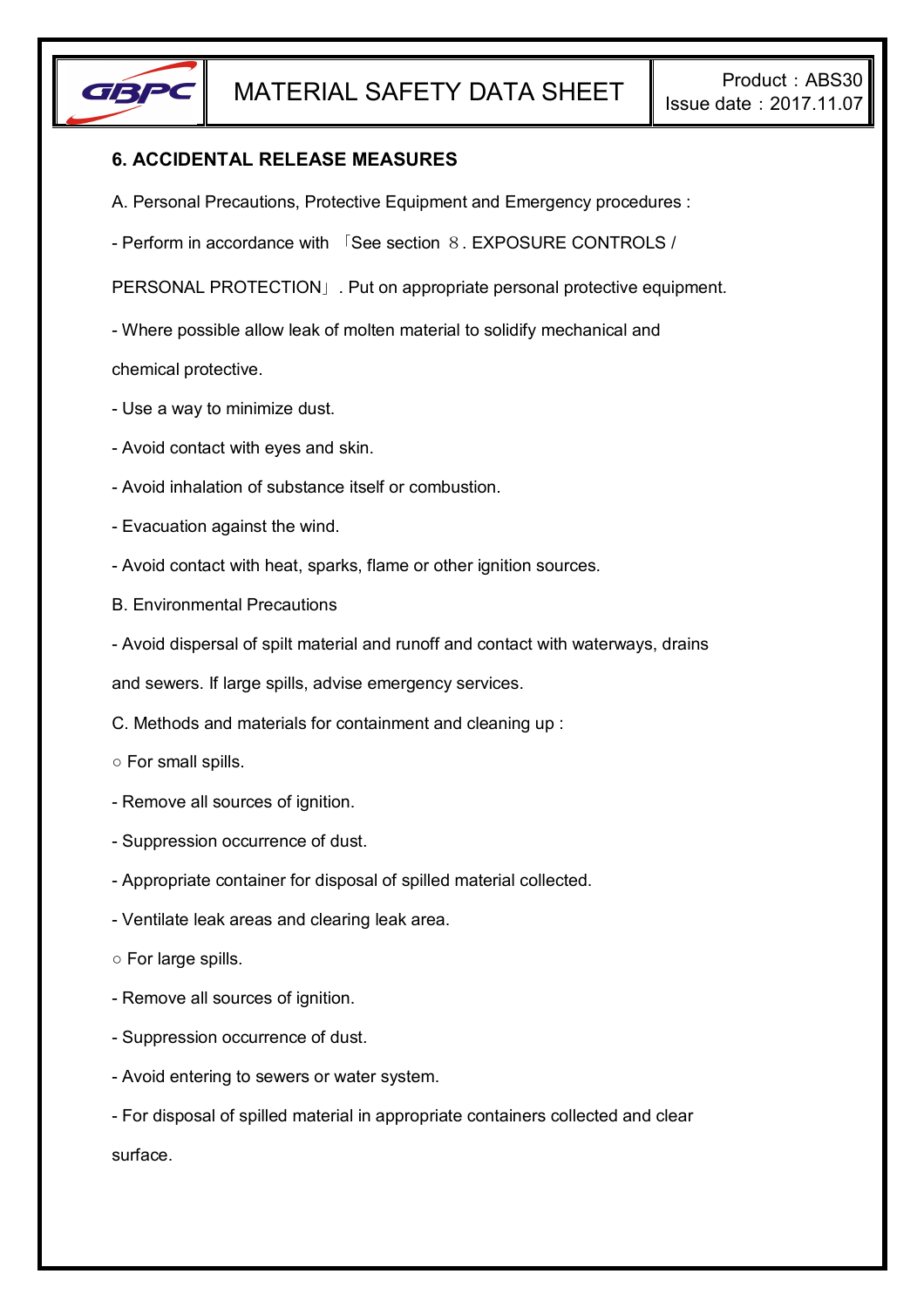## 6. ACCIDENTAL RELEASE MEASURES

A. Personal Precautions, Protective Equipment and Emergency procedures :

- Perform in accordance with 「See section ８. EXPOSURE CONTROLS / PERSONAL PROTECTION」. Put on appropriate personal protective equipment.
- Where possible allow leak of molten material to solidify mechanical and chemical protective.
- Use a way to minimize dust.
- Avoid contact with eyes and skin.
- Avoid inhalation of substance itself or combustion.
- Evacuation against the wind.
- Avoid contact with heat, sparks, flame or other ignition sources.

B. Environmental Precautions

- Avoid dispersal of spilt material and runoff and contact with waterways, drains and sewers. If large spills, advise emergency services.

C. Methods and materials for containment and cleaning up :

○ For small spills.

- Remove all sources of ignition.
- Suppression occurrence of dust.
- Appropriate container for disposal of spilled material collected.
- Ventilate leak areas and clearing leak area.

○ For large spills.

- Remove all sources of ignition.
- Suppression occurrence of dust.
- Avoid entering to sewers or water system.
- For disposal of spilled material in appropriate containers collected and clear surface.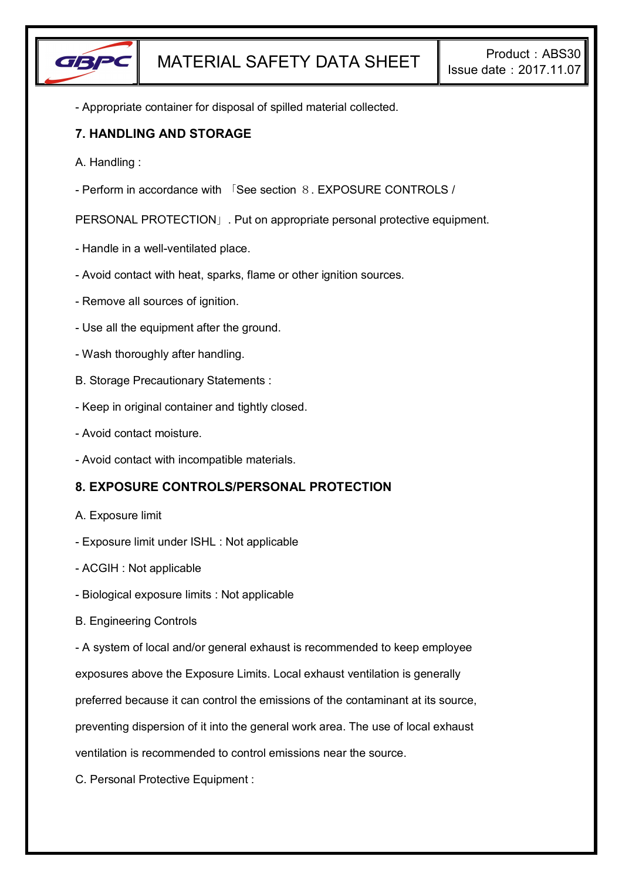- Appropriate container for disposal of spilled material collected.

## 7. HANDLING AND STORAGE

A. Handling :

- Perform in accordance with 「See section ８. EXPOSURE CONTROLS / PERSONAL PROTECTION」. Put on appropriate personal protective equipment.
- Handle in a well-ventilated place.
- Avoid contact with heat, sparks, flame or other ignition sources.
- Remove all sources of ignition.
- Use all the equipment after the ground.
- Wash thoroughly after handling.

B. Storage Precautionary Statements :

- Keep in original container and tightly closed.
- Avoid contact moisture.
- Avoid contact with incompatible materials.

## 8. EXPOSURE CONTROLS/PERSONAL PROTECTION

A. Exposure limit

- Exposure limit under ISHL : Not applicable
- ACGIH : Not applicable
- Biological exposure limits : Not applicable

B. Engineering Controls

- A system of local and/or general exhaust is recommended to keep employee exposures above the Exposure Limits. Local exhaust ventilation is generally preferred because it can control the emissions of the contaminant at its source, preventing dispersion of it into the general work area. The use of local exhaust ventilation is recommended to control emissions near the source.

C. Personal Protective Equipment :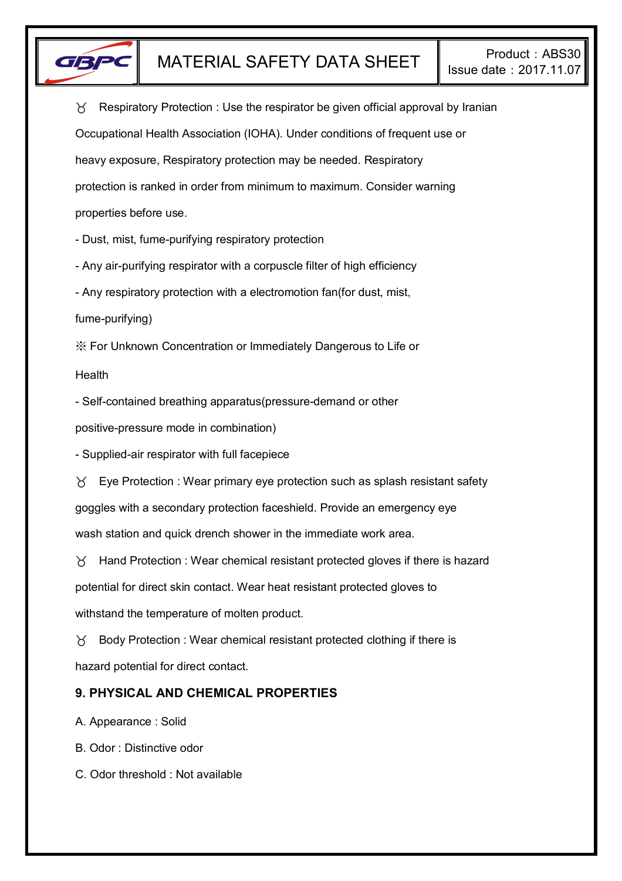♉ Respiratory Protection : Use the respirator be given official approval by Iranian Occupational Health Association (IOHA). Under conditions of frequent use or heavy exposure, Respiratory protection may be needed. Respiratory protection is ranked in order from minimum to maximum. Consider warning properties before use.

- Dust, mist, fume-purifying respiratory protection
- Any air-purifying respirator with a corpuscle filter of high efficiency
- Any respiratory protection with a electromotion fan(for dust, mist, fume-purifying)

※ For Unknown Concentration or Immediately Dangerous to Life or Health

- Self-contained breathing apparatus(pressure-demand or other positive-pressure mode in combination)
- Supplied-air respirator with full facepiece

♉ Eye Protection : Wear primary eye protection such as splash resistant safety goggles with a secondary protection faceshield. Provide an emergency eye wash station and quick drench shower in the immediate work area.

♉ Hand Protection : Wear chemical resistant protected gloves if there is hazard potential for direct skin contact. Wear heat resistant protected gloves to withstand the temperature of molten product.

♉ Body Protection : Wear chemical resistant protected clothing if there is hazard potential for direct contact.

## 9. PHYSICAL AND CHEMICAL PROPERTIES

A. Appearance : Solid

B. Odor : Distinctive odor

C. Odor threshold : Not available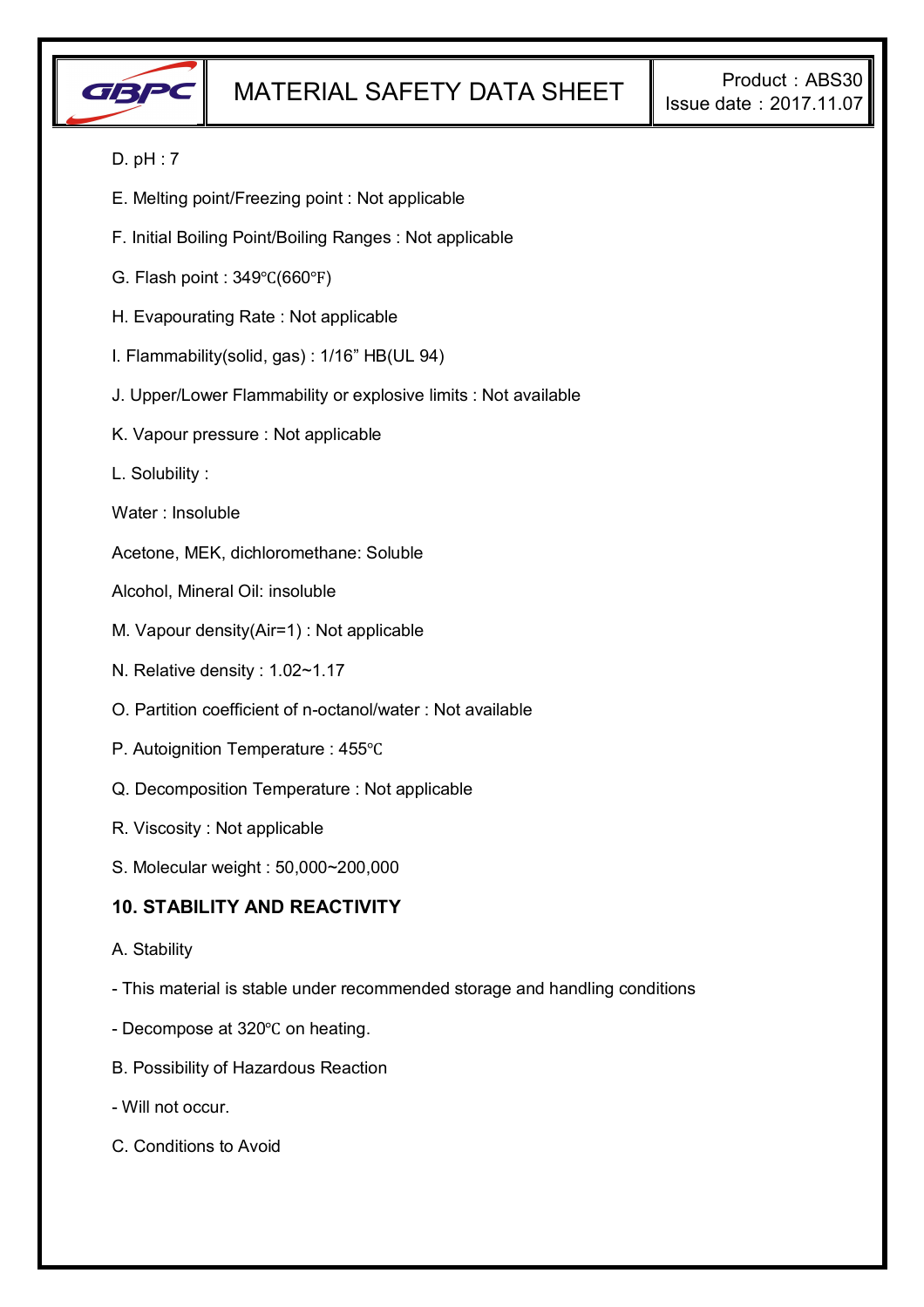D. pH : 7

E. Melting point/Freezing point : Not applicable

F. Initial Boiling Point/Boiling Ranges : Not applicable

G. Flash point : 349℃(660℉)

H. Evapourating Rate : Not applicable

I. Flammability(solid, gas) : 1/16” HB(UL 94)

J. Upper/Lower Flammability or explosive limits : Not available

K. Vapour pressure : Not applicable

L. Solubility :

Water : Insoluble

Acetone, MEK, dichloromethane: Soluble

Alcohol, Mineral Oil: insoluble

M. Vapour density(Air=1) : Not applicable

N. Relative density : 1.02~1.17

O. Partition coefficient of n-octanol/water : Not available

P. Autoignition Temperature : 455℃

Q. Decomposition Temperature : Not applicable

R. Viscosity : Not applicable

S. Molecular weight : 50,000~200,000

## 10. STABILITY AND REACTIVITY

A. Stability

- This material is stable under recommended storage and handling conditions

- Decompose at 320℃ on heating.

B. Possibility of Hazardous Reaction

- Will not occur.

C. Conditions to Avoid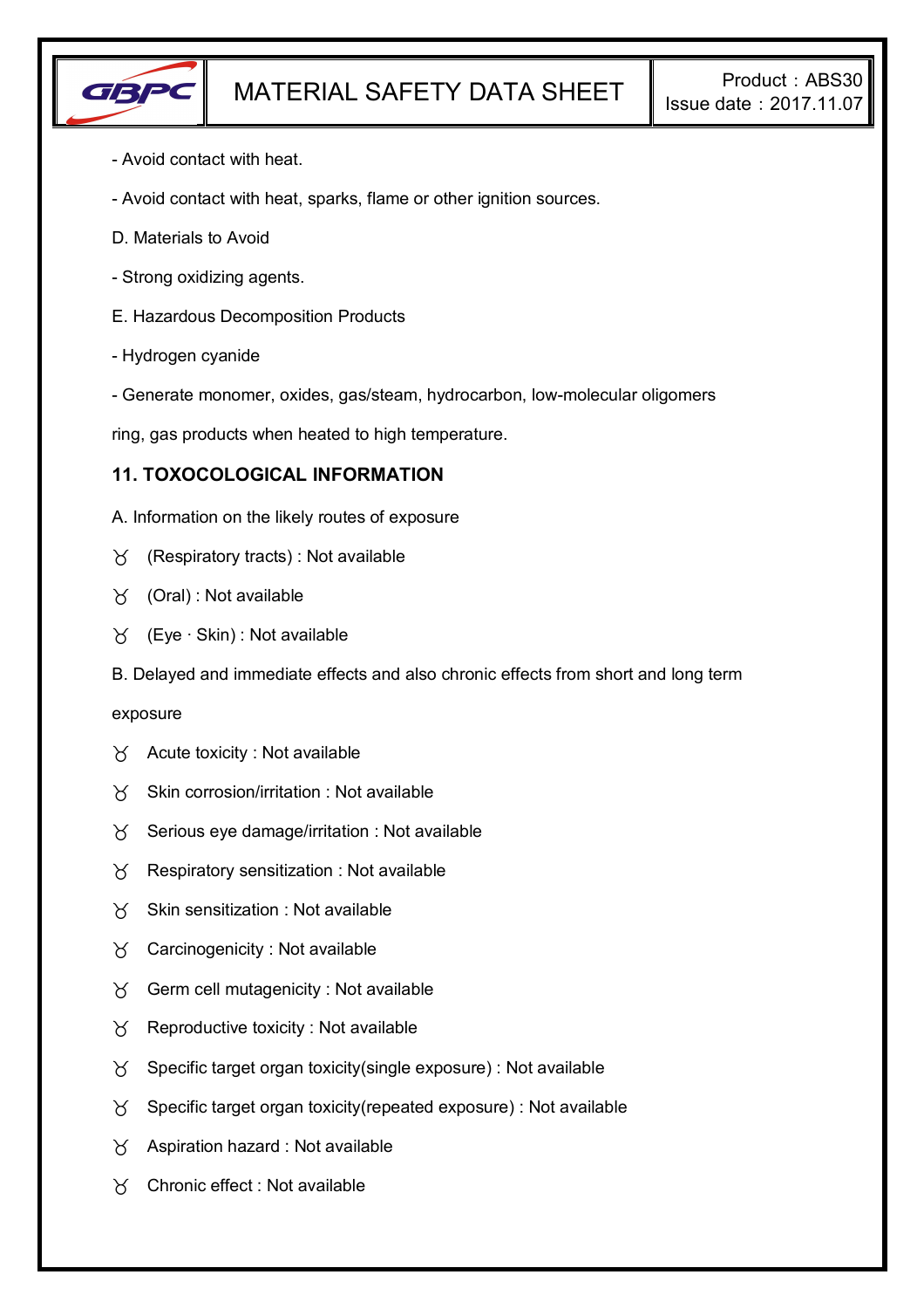- Avoid contact with heat.

- Avoid contact with heat, sparks, flame or other ignition sources.

D. Materials to Avoid

- Strong oxidizing agents.

E. Hazardous Decomposition Products

- Hydrogen cyanide

- Generate monomer, oxides, gas/steam, hydrocarbon, low-molecular oligomers ring, gas products when heated to high temperature.

## 11. TOXOCOLOGICAL INFORMATION

A. Information on the likely routes of exposure

- (Respiratory tracts) : Not available
- (Oral) : Not available
- (Eye · Skin) : Not available

B. Delayed and immediate effects and also chronic effects from short and long term exposure

- Acute toxicity : Not available
- Skin corrosion/irritation : Not available
- Serious eye damage/irritation : Not available
- Respiratory sensitization : Not available
- Skin sensitization : Not available
- Carcinogenicity : Not available
- Germ cell mutagenicity : Not available
- Reproductive toxicity : Not available
- Specific target organ toxicity(single exposure) : Not available
- Specific target organ toxicity(repeated exposure) : Not available
- Aspiration hazard : Not available
- Chronic effect : Not available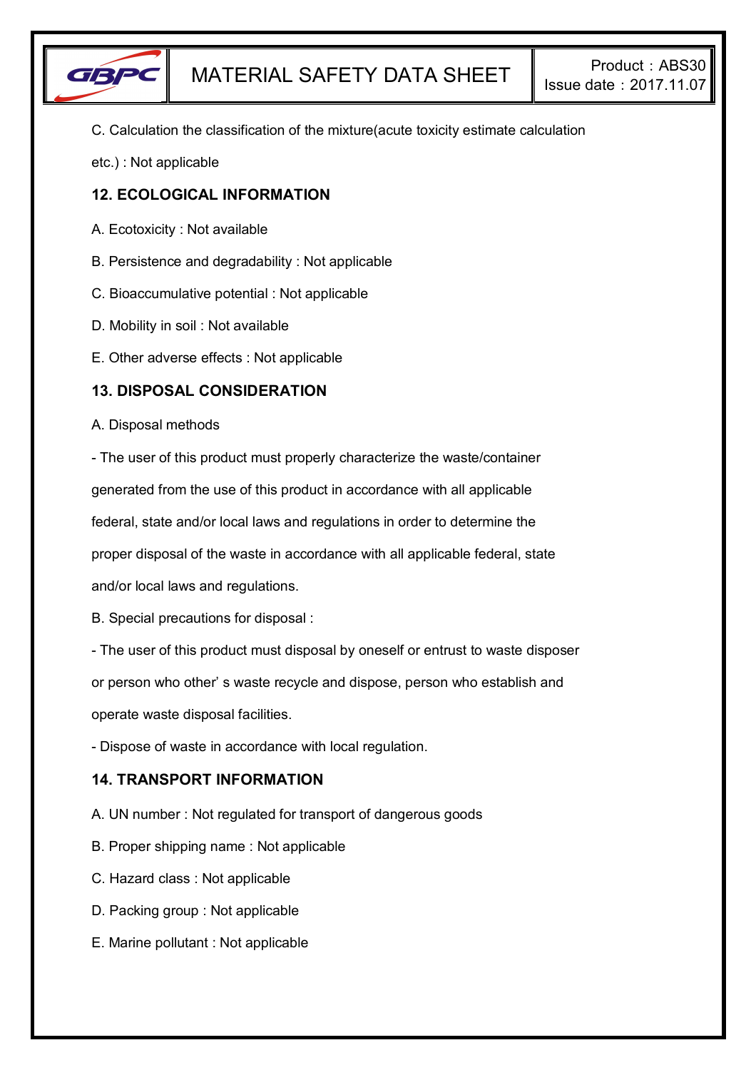C. Calculation the classification of the mixture(acute toxicity estimate calculation etc.) : Not applicable

## 12. ECOLOGICAL INFORMATION

A. Ecotoxicity : Not available

B. Persistence and degradability : Not applicable

C. Bioaccumulative potential : Not applicable

D. Mobility in soil : Not available

E. Other adverse effects : Not applicable

## 13. DISPOSAL CONSIDERATION

A. Disposal methods

- The user of this product must properly characterize the waste/container generated from the use of this product in accordance with all applicable federal, state and/or local laws and regulations in order to determine the proper disposal of the waste in accordance with all applicable federal, state and/or local laws and regulations.

B. Special precautions for disposal :

- The user of this product must disposal by oneself or entrust to waste disposer or person who other' s waste recycle and dispose, person who establish and operate waste disposal facilities.
- Dispose of waste in accordance with local regulation.

## 14. TRANSPORT INFORMATION

A. UN number : Not regulated for transport of dangerous goods

B. Proper shipping name : Not applicable

C. Hazard class : Not applicable

D. Packing group : Not applicable

E. Marine pollutant : Not applicable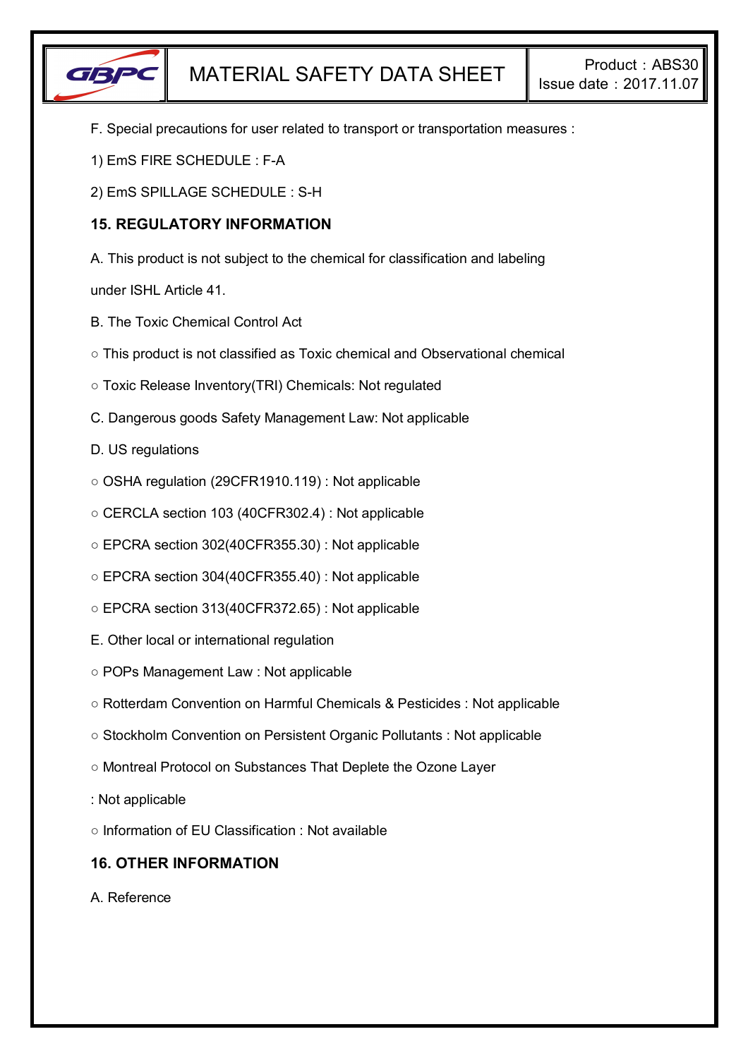F. Special precautions for user related to transport or transportation measures :

1) EmS FIRE SCHEDULE : F-A

2) EmS SPILLAGE SCHEDULE : S-H

## 15. REGULATORY INFORMATION

A. This product is not subject to the chemical for classification and labeling under ISHL Article 41.

B. The Toxic Chemical Control Act

○ This product is not classified as Toxic chemical and Observational chemical

○ Toxic Release Inventory(TRI) Chemicals: Not regulated

C. Dangerous goods Safety Management Law: Not applicable

D. US regulations

○ OSHA regulation (29CFR1910.119) : Not applicable

○ CERCLA section 103 (40CFR302.4) : Not applicable

○ EPCRA section 302(40CFR355.30) : Not applicable

○ EPCRA section 304(40CFR355.40) : Not applicable

○ EPCRA section 313(40CFR372.65) : Not applicable

E. Other local or international regulation

○ POPs Management Law : Not applicable

○ Rotterdam Convention on Harmful Chemicals & Pesticides : Not applicable

○ Stockholm Convention on Persistent Organic Pollutants : Not applicable

○ Montreal Protocol on Substances That Deplete the Ozone Layer

: Not applicable

○ Information of EU Classification : Not available

## 16. OTHER INFORMATION

A. Reference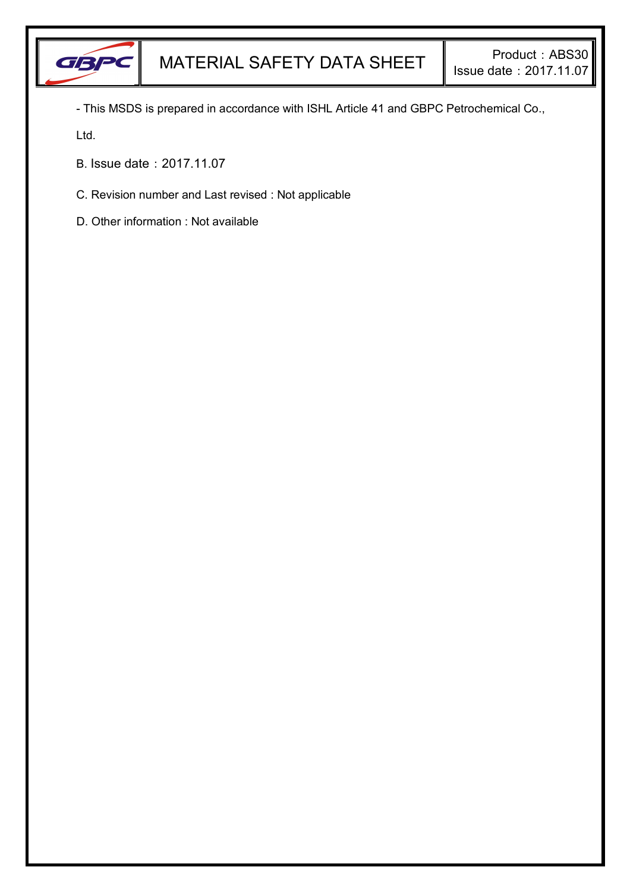- This MSDS is prepared in accordance with ISHL Article 41 and GBPC Petrochemical Co., Ltd.

B. Issue date：2017.11.07

C. Revision number and Last revised : Not applicable

D. Other information : Not available